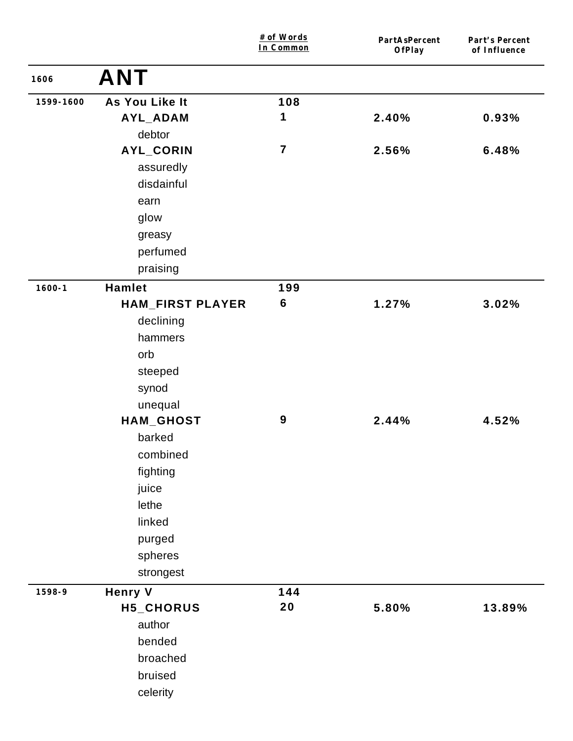| | | # of Words In Common | PartAsPercent OfPlay | Part's Percent of Influence |
|---|---|---|---|---|
| 1606 | **ANT** | | | |
| 1599-1600 | **As You Like It** | 108 | | |
| | **AYL_ADAM** | 1 | 2.40% | 0.93% |
| | debtor | | | |
| | **AYL_CORIN** | 7 | 2.56% | 6.48% |
| | assuredly | | | |
| | disdainful | | | |
| | earn | | | |
| | glow | | | |
| | greasy | | | |
| | perfumed | | | |
| | praising | | | |
| 1600-1 | **Hamlet** | 199 | | |
| | **HAM_FIRST PLAYER** | 6 | 1.27% | 3.02% |
| | declining | | | |
| | hammers | | | |
| | orb | | | |
| | steeped | | | |
| | synod | | | |
| | unequal | | | |
| | **HAM_GHOST** | 9 | 2.44% | 4.52% |
| | barked | | | |
| | combined | | | |
| | fighting | | | |
| | juice | | | |
| | lethe | | | |
| | linked | | | |
| | purged | | | |
| | spheres | | | |
| | strongest | | | |
| 1598-9 | **Henry V** | 144 | | |
| | **H5_CHORUS** | 20 | 5.80% | 13.89% |
| | author | | | |
| | bended | | | |
| | broached | | | |
| | bruised | | | |
| | celerity | | | |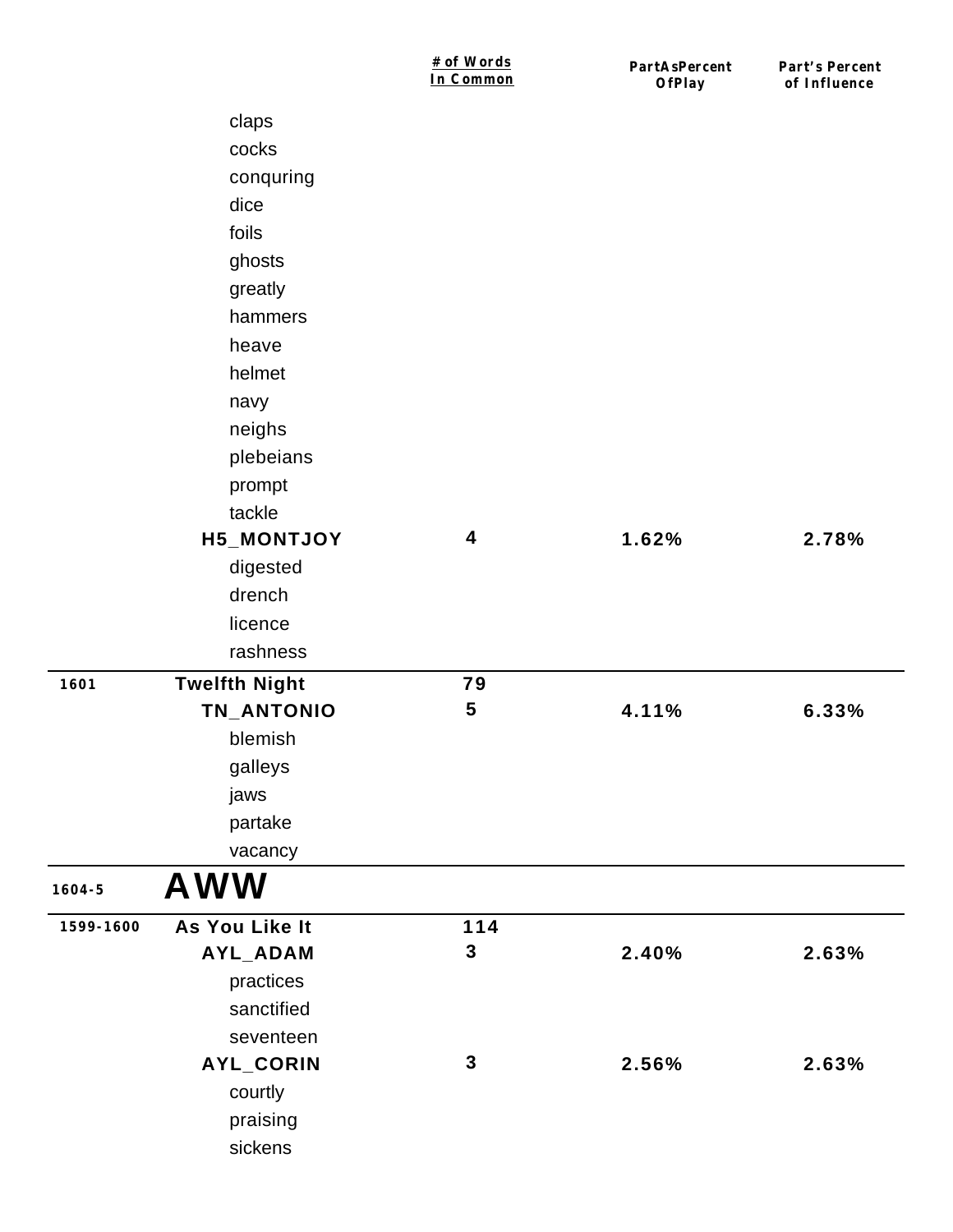| | | # of Words In Common | PartAsPercent OfPlay | Part's Percent of Influence |
|---|---|---|---|---|
| | claps | | | |
| | cocks | | | |
| | conquring | | | |
| | dice | | | |
| | foils | | | |
| | ghosts | | | |
| | greatly | | | |
| | hammers | | | |
| | heave | | | |
| | helmet | | | |
| | navy | | | |
| | neighs | | | |
| | plebeians | | | |
| | prompt | | | |
| | tackle | | | |
| | **H5_MONTJOY** | **4** | **1.62%** | **2.78%** |
| | digested | | | |
| | drench | | | |
| | licence | | | |
| | rashness | | | |
| **1601** | **Twelfth Night** | **79** | | |
| | **TN_ANTONIO** | **5** | **4.11%** | **6.33%** |
| | blemish | | | |
| | galleys | | | |
| | jaws | | | |
| | partake | | | |
| | vacancy | | | |
| **1604-5** | **AWW** | | | |
| **1599-1600** | **As You Like It** | **114** | | |
| | **AYL_ADAM** | **3** | **2.40%** | **2.63%** |
| | practices | | | |
| | sanctified | | | |
| | seventeen | | | |
| | **AYL_CORIN** | **3** | **2.56%** | **2.63%** |
| | courtly | | | |
| | praising | | | |
| | sickens | | | |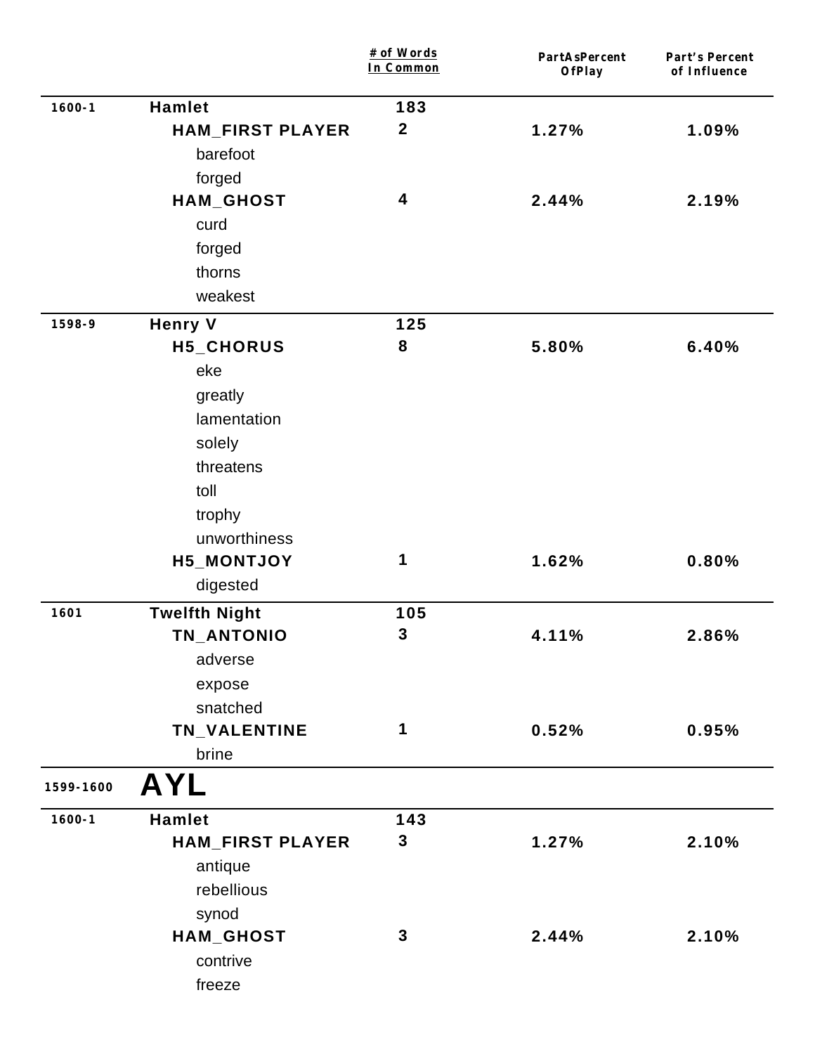| | | # of Words In Common | PartAsPercent OfPlay | Part's Percent of Influence |
|---|---|---|---|---|
| 1600-1 | **Hamlet** | **183** | | |
| | **HAM_FIRST PLAYER** | **2** | **1.27%** | **1.09%** |
| | barefoot | | | |
| | forged | | | |
| | **HAM_GHOST** | **4** | **2.44%** | **2.19%** |
| | curd | | | |
| | forged | | | |
| | thorns | | | |
| | weakest | | | |
| 1598-9 | **Henry V** | **125** | | |
| | **H5_CHORUS** | **8** | **5.80%** | **6.40%** |
| | eke | | | |
| | greatly | | | |
| | lamentation | | | |
| | solely | | | |
| | threatens | | | |
| | toll | | | |
| | trophy | | | |
| | unworthiness | | | |
| | **H5_MONTJOY** | **1** | **1.62%** | **0.80%** |
| | digested | | | |
| 1601 | **Twelfth Night** | **105** | | |
| | **TN_ANTONIO** | **3** | **4.11%** | **2.86%** |
| | adverse | | | |
| | expose | | | |
| | snatched | | | |
| | **TN_VALENTINE** | **1** | **0.52%** | **0.95%** |
| | brine | | | |

## 1599-1600 AYL

| | | # of Words In Common | PartAsPercent OfPlay | Part's Percent of Influence |
|---|---|---|---|---|
| 1600-1 | **Hamlet** | **143** | | |
| | **HAM_FIRST PLAYER** | **3** | **1.27%** | **2.10%** |
| | antique | | | |
| | rebellious | | | |
| | synod | | | |
| | **HAM_GHOST** | **3** | **2.44%** | **2.10%** |
| | contrive | | | |
| | freeze | | | |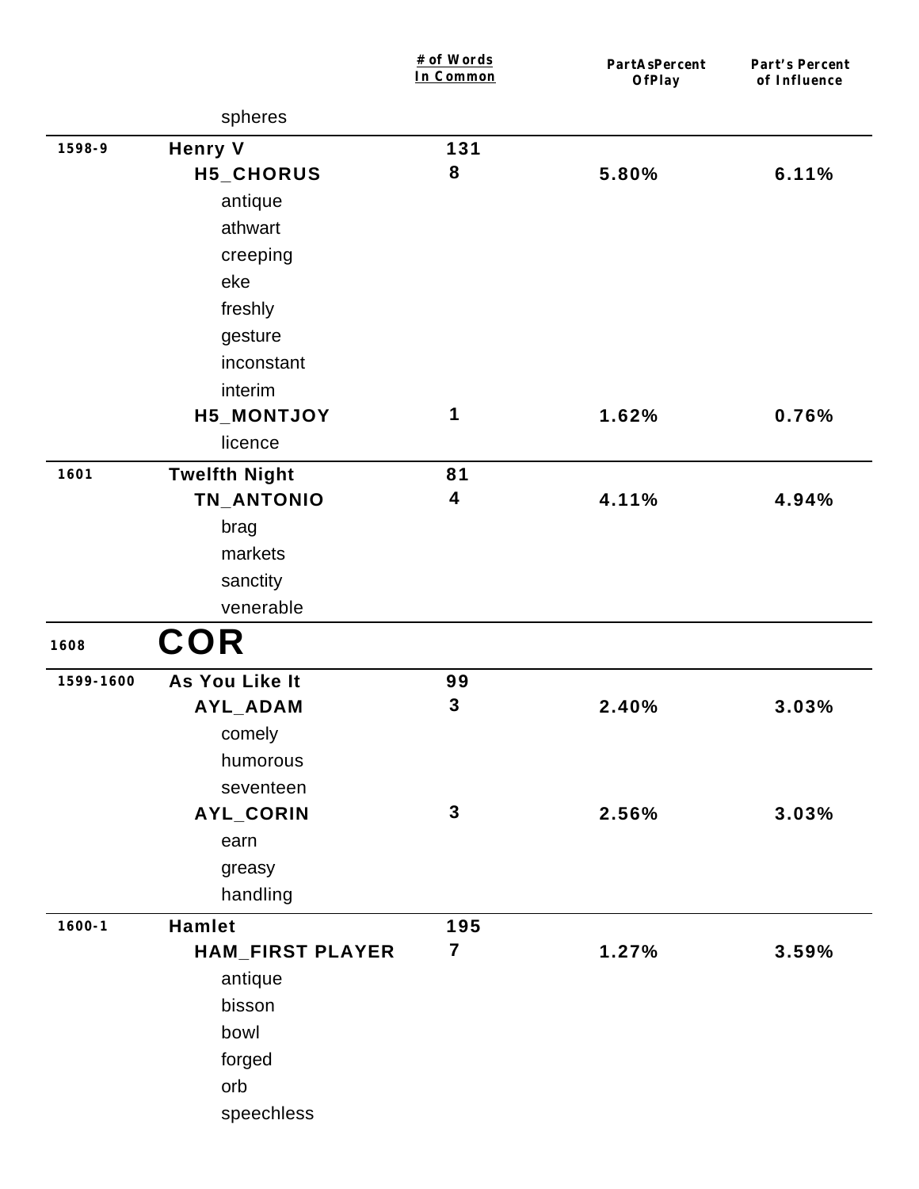| | | # of Words In Common | PartAsPercent OfPlay | Part's Percent of Influence |
|---|---|---|---|---|
| | spheres | | | |
| 1598-9 | **Henry V** | **131** | | |
| | **H5_CHORUS** | **8** | **5.80%** | **6.11%** |
| | antique | | | |
| | athwart | | | |
| | creeping | | | |
| | eke | | | |
| | freshly | | | |
| | gesture | | | |
| | inconstant | | | |
| | interim | | | |
| | **H5_MONTJOY** | **1** | **1.62%** | **0.76%** |
| | licence | | | |
| 1601 | **Twelfth Night** | **81** | | |
| | **TN_ANTONIO** | **4** | **4.11%** | **4.94%** |
| | brag | | | |
| | markets | | | |
| | sanctity | | | |
| | venerable | | | |
| 1608 | **COR** | | | |
| 1599-1600 | **As You Like It** | **99** | | |
| | **AYL_ADAM** | **3** | **2.40%** | **3.03%** |
| | comely | | | |
| | humorous | | | |
| | seventeen | | | |
| | **AYL_CORIN** | **3** | **2.56%** | **3.03%** |
| | earn | | | |
| | greasy | | | |
| | handling | | | |
| 1600-1 | **Hamlet** | **195** | | |
| | **HAM_FIRST PLAYER** | **7** | **1.27%** | **3.59%** |
| | antique | | | |
| | bisson | | | |
| | bowl | | | |
| | forged | | | |
| | orb | | | |
| | speechless | | | |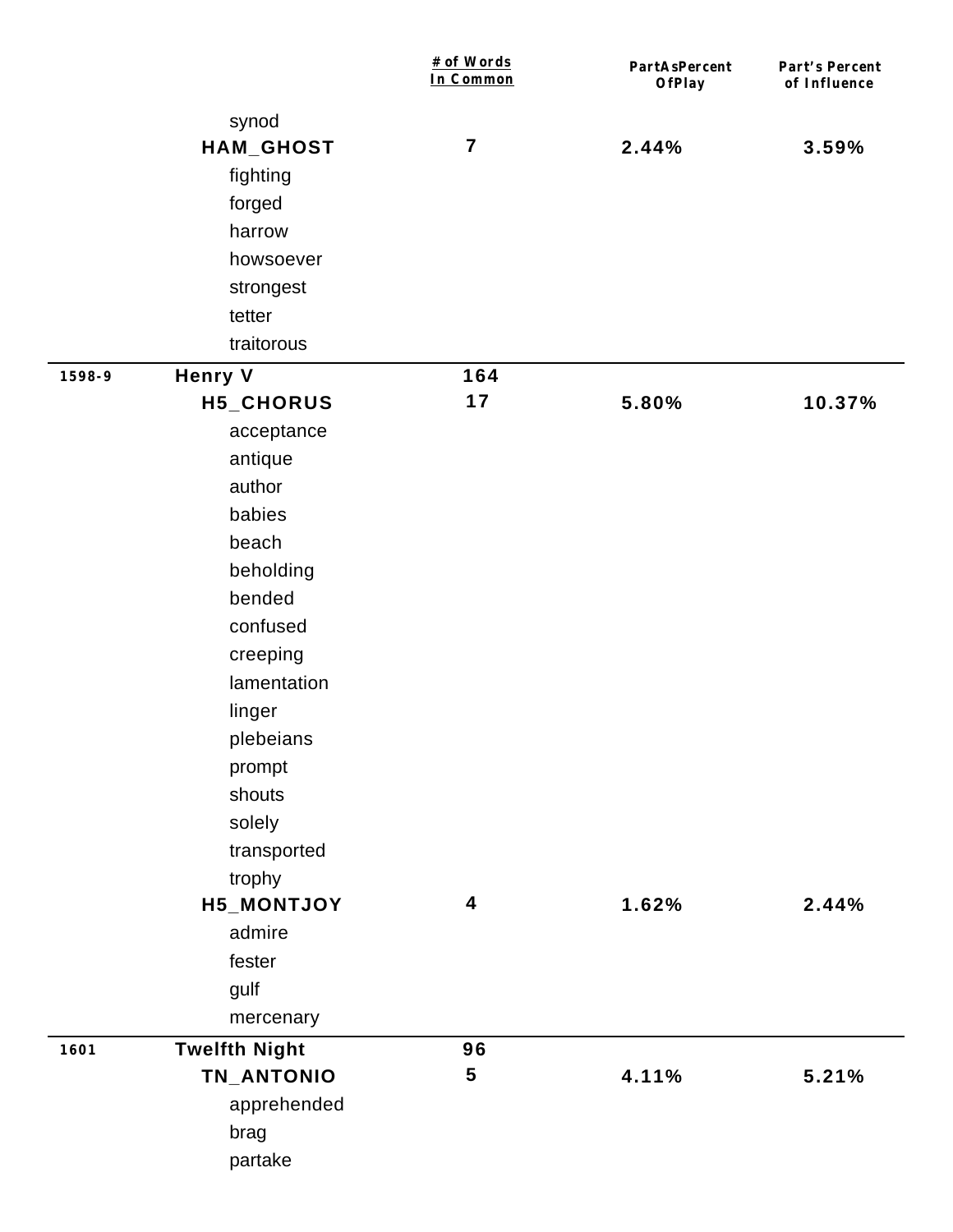| | | # of Words In Common | PartAsPercent OfPlay | Part's Percent of Influence |
|---|---|---|---|---|
| | synod | | | |
| | **HAM_GHOST** | 7 | 2.44% | 3.59% |
| | fighting | | | |
| | forged | | | |
| | harrow | | | |
| | howsoever | | | |
| | strongest | | | |
| | tetter | | | |
| | traitorous | | | |
| 1598-9 | **Henry V** | 164 | | |
| | **H5_CHORUS** | 17 | 5.80% | 10.37% |
| | acceptance | | | |
| | antique | | | |
| | author | | | |
| | babies | | | |
| | beach | | | |
| | beholding | | | |
| | bended | | | |
| | confused | | | |
| | creeping | | | |
| | lamentation | | | |
| | linger | | | |
| | plebeians | | | |
| | prompt | | | |
| | shouts | | | |
| | solely | | | |
| | transported | | | |
| | trophy | | | |
| | **H5_MONTJOY** | 4 | 1.62% | 2.44% |
| | admire | | | |
| | fester | | | |
| | gulf | | | |
| | mercenary | | | |
| 1601 | **Twelfth Night** | 96 | | |
| | **TN_ANTONIO** | 5 | 4.11% | 5.21% |
| | apprehended | | | |
| | brag | | | |
| | partake | | | |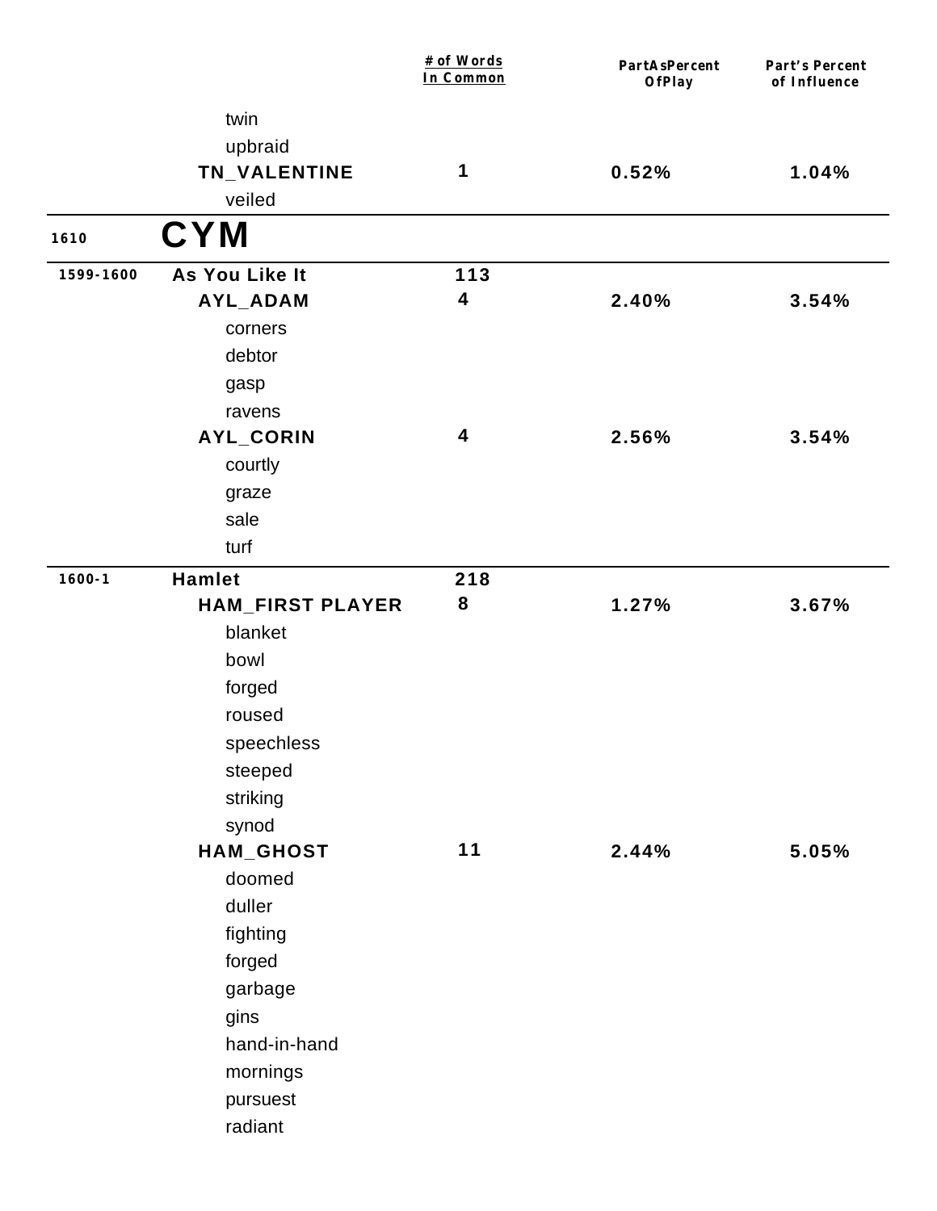| | | # of Words In Common | PartAsPercent OfPlay | Part's Percent of Influence |
|---|---|---|---|---|
| | twin | | | |
| | upbraid | | | |
| | **TN_VALENTINE** | **1** | **0.52%** | **1.04%** |
| | veiled | | | |
| **1610** | **CYM** | | | |
| **1599-1600** | **As You Like It** | **113** | | |
| | **AYL_ADAM** | **4** | **2.40%** | **3.54%** |
| | corners | | | |
| | debtor | | | |
| | gasp | | | |
| | ravens | | | |
| | **AYL_CORIN** | **4** | **2.56%** | **3.54%** |
| | courtly | | | |
| | graze | | | |
| | sale | | | |
| | turf | | | |
| **1600-1** | **Hamlet** | **218** | | |
| | **HAM_FIRST PLAYER** | **8** | **1.27%** | **3.67%** |
| | blanket | | | |
| | bowl | | | |
| | forged | | | |
| | roused | | | |
| | speechless | | | |
| | steeped | | | |
| | striking | | | |
| | synod | | | |
| | **HAM_GHOST** | **11** | **2.44%** | **5.05%** |
| | doomed | | | |
| | duller | | | |
| | fighting | | | |
| | forged | | | |
| | garbage | | | |
| | gins | | | |
| | hand-in-hand | | | |
| | mornings | | | |
| | pursuest | | | |
| | radiant | | | |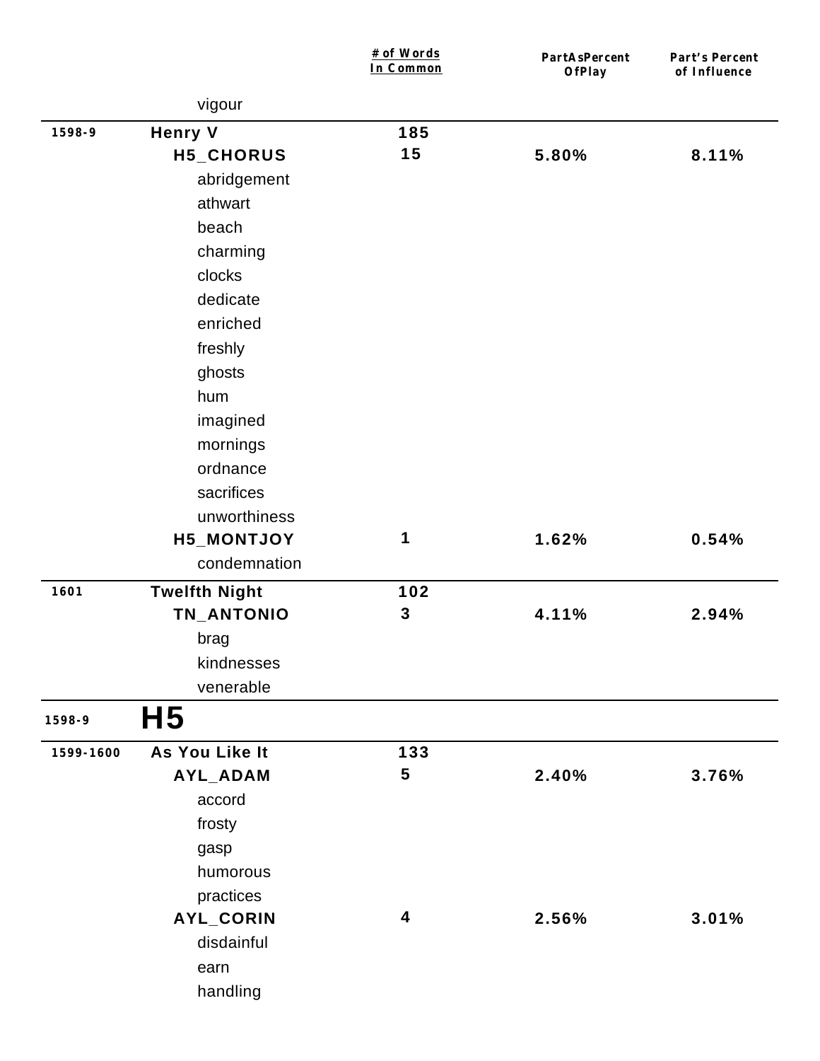|  |  | # of Words In Common | PartAsPercent OfPlay | Part's Percent of Influence |
|---|---|---|---|---|
|  | vigour |  |  |  |
| 1598-9 | **Henry V** | **185** |  |  |
|  | **H5_CHORUS** | **15** | **5.80%** | **8.11%** |
|  | abridgement |  |  |  |
|  | athwart |  |  |  |
|  | beach |  |  |  |
|  | charming |  |  |  |
|  | clocks |  |  |  |
|  | dedicate |  |  |  |
|  | enriched |  |  |  |
|  | freshly |  |  |  |
|  | ghosts |  |  |  |
|  | hum |  |  |  |
|  | imagined |  |  |  |
|  | mornings |  |  |  |
|  | ordnance |  |  |  |
|  | sacrifices |  |  |  |
|  | unworthiness |  |  |  |
|  | **H5_MONTJOY** | **1** | **1.62%** | **0.54%** |
|  | condemnation |  |  |  |
| 1601 | **Twelfth Night** | **102** |  |  |
|  | **TN_ANTONIO** | **3** | **4.11%** | **2.94%** |
|  | brag |  |  |  |
|  | kindnesses |  |  |  |
|  | venerable |  |  |  |

## 1598-9 H5

|  |  | # of Words In Common | PartAsPercent OfPlay | Part's Percent of Influence |
|---|---|---|---|---|
| 1599-1600 | **As You Like It** | **133** |  |  |
|  | **AYL_ADAM** | **5** | **2.40%** | **3.76%** |
|  | accord |  |  |  |
|  | frosty |  |  |  |
|  | gasp |  |  |  |
|  | humorous |  |  |  |
|  | practices |  |  |  |
|  | **AYL_CORIN** | **4** | **2.56%** | **3.01%** |
|  | disdainful |  |  |  |
|  | earn |  |  |  |
|  | handling |  |  |  |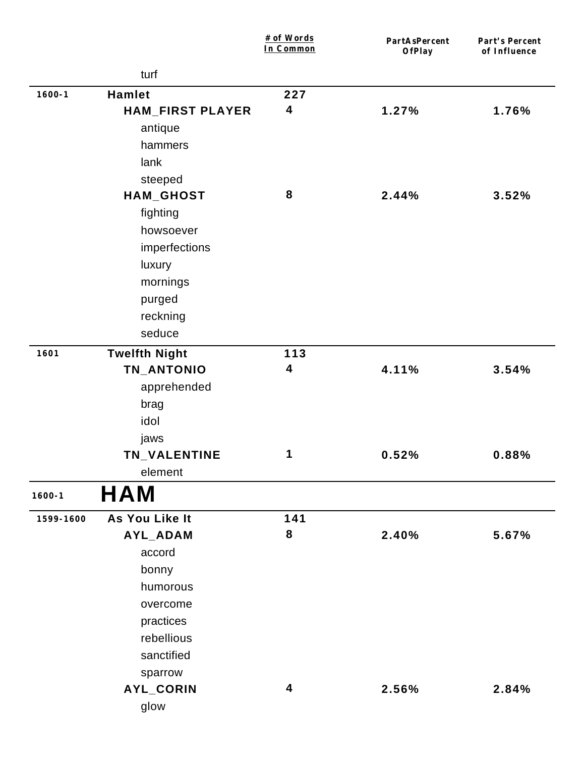| | | # of Words In Common | PartAsPercent OfPlay | Part's Percent of Influence |
|---|---|---|---|---|
| | turf | | | |
| 1600-1 | **Hamlet** | 227 | | |
| | **HAM_FIRST PLAYER** | 4 | 1.27% | 1.76% |
| | antique | | | |
| | hammers | | | |
| | lank | | | |
| | steeped | | | |
| | **HAM_GHOST** | 8 | 2.44% | 3.52% |
| | fighting | | | |
| | howsoever | | | |
| | imperfections | | | |
| | luxury | | | |
| | mornings | | | |
| | purged | | | |
| | reckning | | | |
| | seduce | | | |
| 1601 | **Twelfth Night** | 113 | | |
| | **TN_ANTONIO** | 4 | 4.11% | 3.54% |
| | apprehended | | | |
| | brag | | | |
| | idol | | | |
| | jaws | | | |
| | **TN_VALENTINE** | 1 | 0.52% | 0.88% |
| | element | | | |

## 1600-1 HAM

| | | # of Words In Common | PartAsPercent OfPlay | Part's Percent of Influence |
|---|---|---|---|---|
| 1599-1600 | **As You Like It** | 141 | | |
| | **AYL_ADAM** | 8 | 2.40% | 5.67% |
| | accord | | | |
| | bonny | | | |
| | humorous | | | |
| | overcome | | | |
| | practices | | | |
| | rebellious | | | |
| | sanctified | | | |
| | sparrow | | | |
| | **AYL_CORIN** | 4 | 2.56% | 2.84% |
| | glow | | | |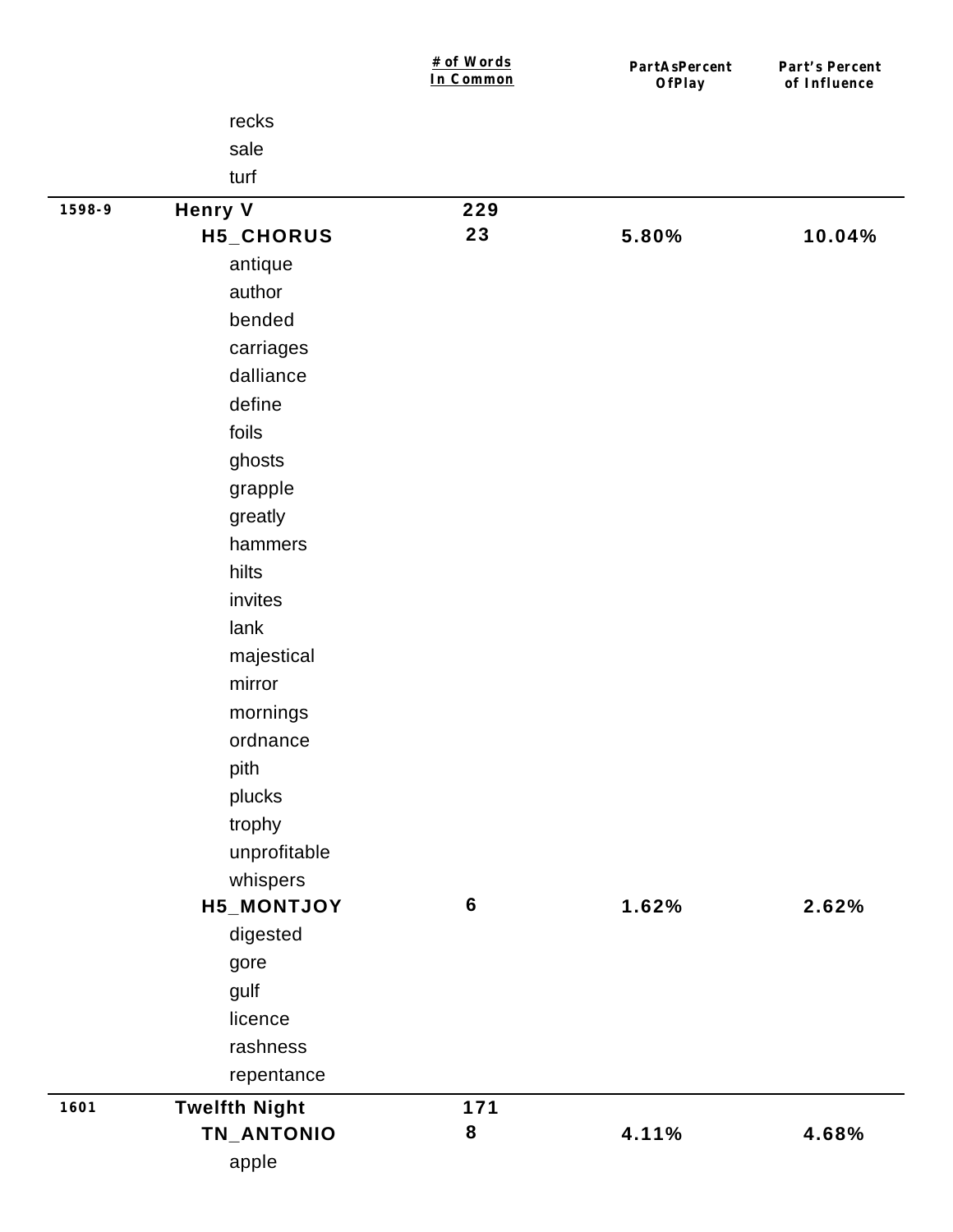| | | # of Words In Common | PartAsPercent OfPlay | Part's Percent of Influence |
|---|---|---|---|---|
| | recks | | | |
| | sale | | | |
| | turf | | | |
| 1598-9 | **Henry V** | 229 | | |
| | **H5_CHORUS** | 23 | 5.80% | 10.04% |
| | antique | | | |
| | author | | | |
| | bended | | | |
| | carriages | | | |
| | dalliance | | | |
| | define | | | |
| | foils | | | |
| | ghosts | | | |
| | grapple | | | |
| | greatly | | | |
| | hammers | | | |
| | hilts | | | |
| | invites | | | |
| | lank | | | |
| | majestical | | | |
| | mirror | | | |
| | mornings | | | |
| | ordnance | | | |
| | pith | | | |
| | plucks | | | |
| | trophy | | | |
| | unprofitable | | | |
| | whispers | | | |
| | **H5_MONTJOY** | 6 | 1.62% | 2.62% |
| | digested | | | |
| | gore | | | |
| | gulf | | | |
| | licence | | | |
| | rashness | | | |
| | repentance | | | |
| 1601 | **Twelfth Night** | 171 | | |
| | **TN_ANTONIO** | 8 | 4.11% | 4.68% |
| | apple | | | |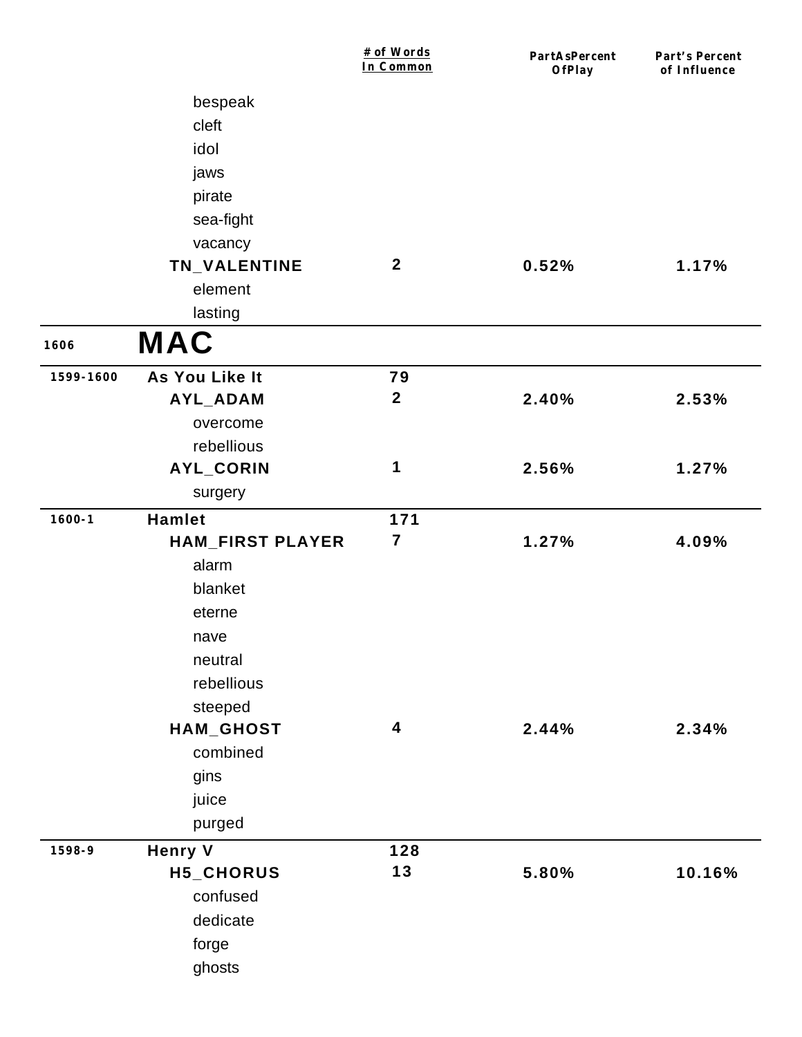| | | # of Words In Common | PartAsPercent OfPlay | Part's Percent of Influence |
|---|---|---|---|---|
| | bespeak | | | |
| | cleft | | | |
| | idol | | | |
| | jaws | | | |
| | pirate | | | |
| | sea-fight | | | |
| | vacancy | | | |
| | **TN_VALENTINE** | **2** | **0.52%** | **1.17%** |
| | element | | | |
| | lasting | | | |
| **1606** | **MAC** | | | |
| **1599-1600** | **As You Like It** | **79** | | |
| | **AYL_ADAM** | **2** | **2.40%** | **2.53%** |
| | overcome | | | |
| | rebellious | | | |
| | **AYL_CORIN** | **1** | **2.56%** | **1.27%** |
| | surgery | | | |
| **1600-1** | **Hamlet** | **171** | | |
| | **HAM_FIRST PLAYER** | **7** | **1.27%** | **4.09%** |
| | alarm | | | |
| | blanket | | | |
| | eterne | | | |
| | nave | | | |
| | neutral | | | |
| | rebellious | | | |
| | steeped | | | |
| | **HAM_GHOST** | **4** | **2.44%** | **2.34%** |
| | combined | | | |
| | gins | | | |
| | juice | | | |
| | purged | | | |
| **1598-9** | **Henry V** | **128** | | |
| | **H5_CHORUS** | **13** | **5.80%** | **10.16%** |
| | confused | | | |
| | dedicate | | | |
| | forge | | | |
| | ghosts | | | |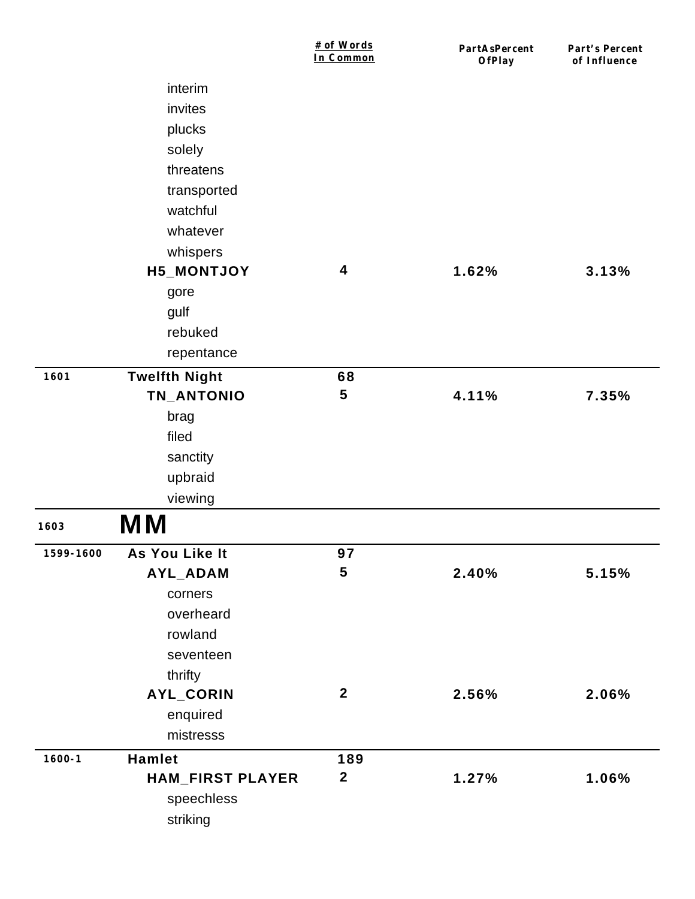| | | # of Words In Common | PartAsPercent OfPlay | Part's Percent of Influence |
|---|---|---|---|---|
| | interim | | | |
| | invites | | | |
| | plucks | | | |
| | solely | | | |
| | threatens | | | |
| | transported | | | |
| | watchful | | | |
| | whatever | | | |
| | whispers | | | |
| | **H5_MONTJOY** | **4** | **1.62%** | **3.13%** |
| | gore | | | |
| | gulf | | | |
| | rebuked | | | |
| | repentance | | | |
| **1601** | **Twelfth Night** | **68** | | |
| | **TN_ANTONIO** | **5** | **4.11%** | **7.35%** |
| | brag | | | |
| | filed | | | |
| | sanctity | | | |
| | upbraid | | | |
| | viewing | | | |
| **1603** | **MM** | | | |
| **1599-1600** | **As You Like It** | **97** | | |
| | **AYL_ADAM** | **5** | **2.40%** | **5.15%** |
| | corners | | | |
| | overheard | | | |
| | rowland | | | |
| | seventeen | | | |
| | thrifty | | | |
| | **AYL_CORIN** | **2** | **2.56%** | **2.06%** |
| | enquired | | | |
| | mistresss | | | |
| **1600-1** | **Hamlet** | **189** | | |
| | **HAM_FIRST PLAYER** | **2** | **1.27%** | **1.06%** |
| | speechless | | | |
| | striking | | | |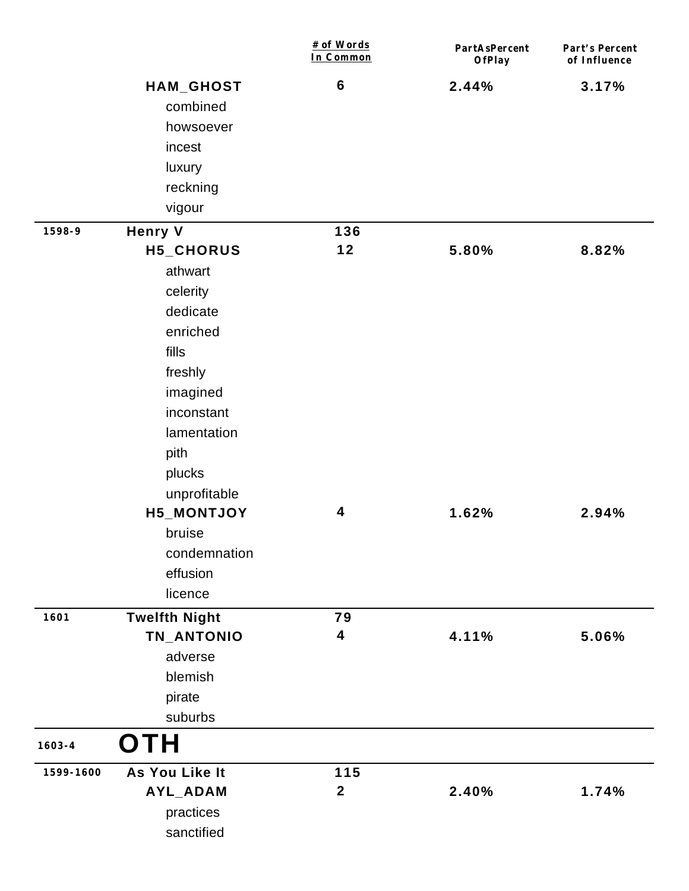| | | # of Words In Common | PartAsPercent OfPlay | Part's Percent of Influence |
|---|---|---|---|---|
| | **HAM_GHOST** | **6** | **2.44%** | **3.17%** |
| | combined | | | |
| | howsoever | | | |
| | incest | | | |
| | luxury | | | |
| | reckning | | | |
| | vigour | | | |
| **1598-9** | **Henry V** | **136** | | |
| | **H5_CHORUS** | **12** | **5.80%** | **8.82%** |
| | athwart | | | |
| | celerity | | | |
| | dedicate | | | |
| | enriched | | | |
| | fills | | | |
| | freshly | | | |
| | imagined | | | |
| | inconstant | | | |
| | lamentation | | | |
| | pith | | | |
| | plucks | | | |
| | unprofitable | | | |
| | **H5_MONTJOY** | **4** | **1.62%** | **2.94%** |
| | bruise | | | |
| | condemnation | | | |
| | effusion | | | |
| | licence | | | |
| **1601** | **Twelfth Night** | **79** | | |
| | **TN_ANTONIO** | **4** | **4.11%** | **5.06%** |
| | adverse | | | |
| | blemish | | | |
| | pirate | | | |
| | suburbs | | | |

## 1603-4 OTH

| | | # of Words In Common | PartAsPercent OfPlay | Part's Percent of Influence |
|---|---|---|---|---|
| **1599-1600** | **As You Like It** | **115** | | |
| | **AYL_ADAM** | **2** | **2.40%** | **1.74%** |
| | practices | | | |
| | sanctified | | | |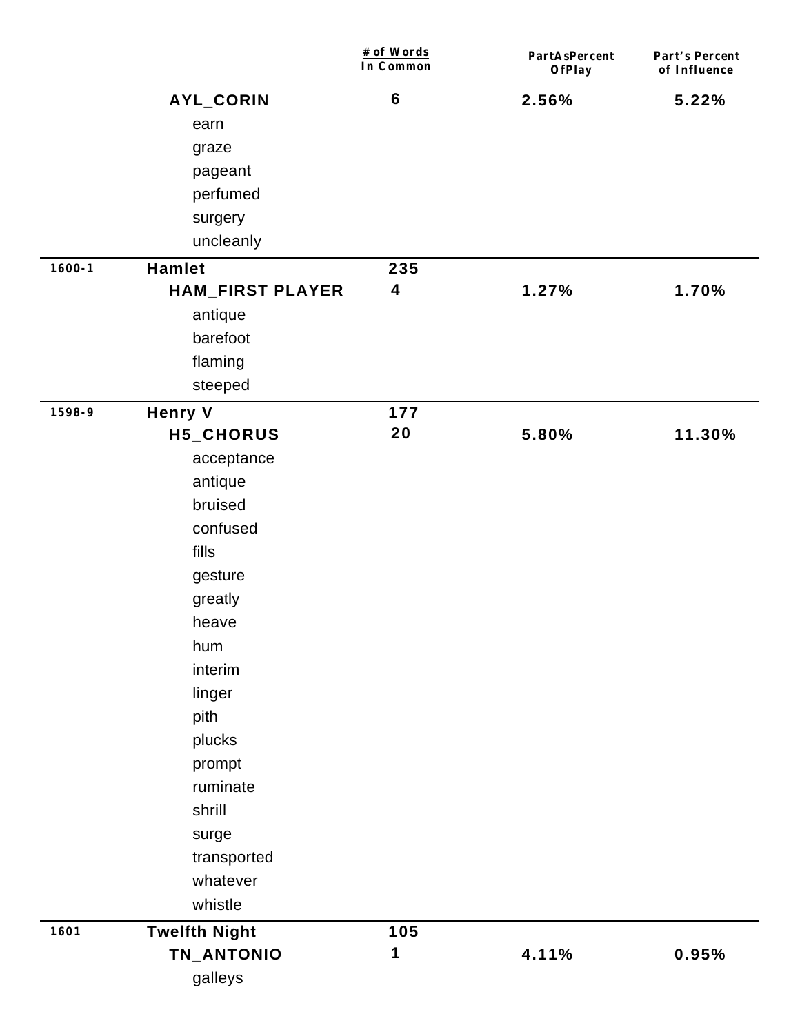| | | # of Words In Common | PartAsPercent OfPlay | Part's Percent of Influence |
|---|---|---|---|---|
| | **AYL_CORIN** | **6** | **2.56%** | **5.22%** |
| | earn | | | |
| | graze | | | |
| | pageant | | | |
| | perfumed | | | |
| | surgery | | | |
| | uncleanly | | | |
| **1600-1** | **Hamlet** | **235** | | |
| | **HAM_FIRST PLAYER** | **4** | **1.27%** | **1.70%** |
| | antique | | | |
| | barefoot | | | |
| | flaming | | | |
| | steeped | | | |
| **1598-9** | **Henry V** | **177** | | |
| | **H5_CHORUS** | **20** | **5.80%** | **11.30%** |
| | acceptance | | | |
| | antique | | | |
| | bruised | | | |
| | confused | | | |
| | fills | | | |
| | gesture | | | |
| | greatly | | | |
| | heave | | | |
| | hum | | | |
| | interim | | | |
| | linger | | | |
| | pith | | | |
| | plucks | | | |
| | prompt | | | |
| | ruminate | | | |
| | shrill | | | |
| | surge | | | |
| | transported | | | |
| | whatever | | | |
| | whistle | | | |
| **1601** | **Twelfth Night** | **105** | | |
| | **TN_ANTONIO** | **1** | **4.11%** | **0.95%** |
| | galleys | | | |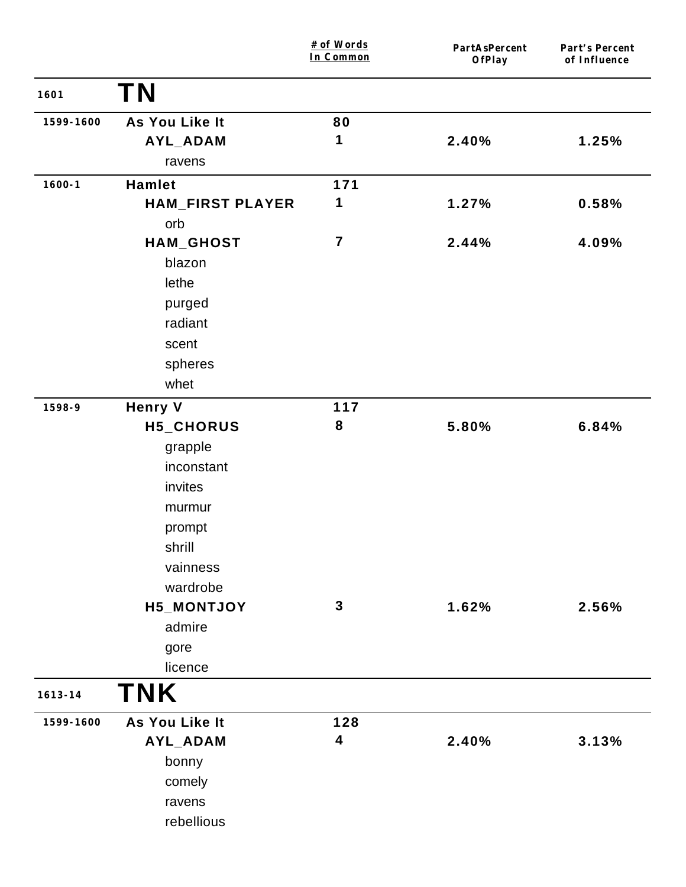| | | # of Words In Common | PartAsPercent OfPlay | Part's Percent of Influence |
|---|---|---|---|---|
| 1601 | **TN** | | | |
| 1599-1600 | **As You Like It** | 80 | | |
| | **AYL_ADAM** | 1 | 2.40% | 1.25% |
| | ravens | | | |
| 1600-1 | **Hamlet** | 171 | | |
| | **HAM_FIRST PLAYER** | 1 | 1.27% | 0.58% |
| | orb | | | |
| | **HAM_GHOST** | 7 | 2.44% | 4.09% |
| | blazon | | | |
| | lethe | | | |
| | purged | | | |
| | radiant | | | |
| | scent | | | |
| | spheres | | | |
| | whet | | | |
| 1598-9 | **Henry V** | 117 | | |
| | **H5_CHORUS** | 8 | 5.80% | 6.84% |
| | grapple | | | |
| | inconstant | | | |
| | invites | | | |
| | murmur | | | |
| | prompt | | | |
| | shrill | | | |
| | vainness | | | |
| | wardrobe | | | |
| | **H5_MONTJOY** | 3 | 1.62% | 2.56% |
| | admire | | | |
| | gore | | | |
| | licence | | | |
| 1613-14 | **TNK** | | | |
| 1599-1600 | **As You Like It** | 128 | | |
| | **AYL_ADAM** | 4 | 2.40% | 3.13% |
| | bonny | | | |
| | comely | | | |
| | ravens | | | |
| | rebellious | | | |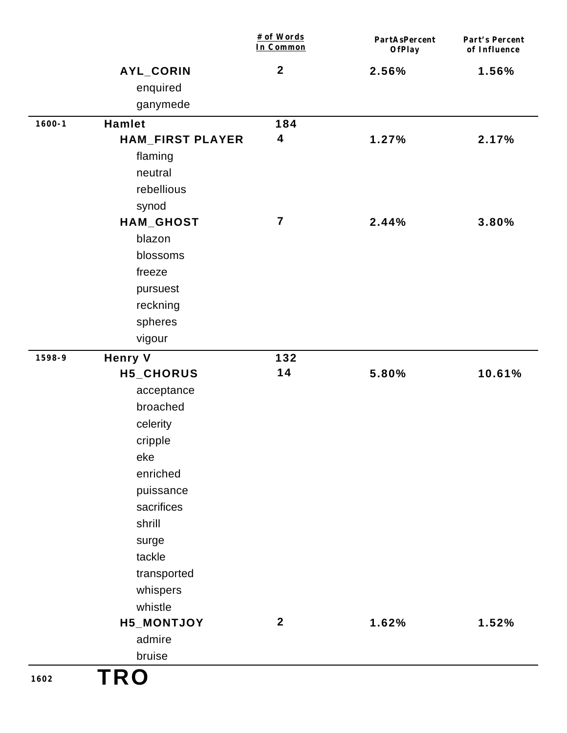| | | # of Words In Common | PartAsPercent OfPlay | Part's Percent of Influence |
|---|---|---|---|---|
| | **AYL_CORIN** | **2** | **2.56%** | **1.56%** |
| | enquired | | | |
| | ganymede | | | |
| **1600-1** | **Hamlet** | **184** | | |
| | **HAM_FIRST PLAYER** | **4** | **1.27%** | **2.17%** |
| | flaming | | | |
| | neutral | | | |
| | rebellious | | | |
| | synod | | | |
| | **HAM_GHOST** | **7** | **2.44%** | **3.80%** |
| | blazon | | | |
| | blossoms | | | |
| | freeze | | | |
| | pursuest | | | |
| | reckning | | | |
| | spheres | | | |
| | vigour | | | |
| **1598-9** | **Henry V** | **132** | | |
| | **H5_CHORUS** | **14** | **5.80%** | **10.61%** |
| | acceptance | | | |
| | broached | | | |
| | celerity | | | |
| | cripple | | | |
| | eke | | | |
| | enriched | | | |
| | puissance | | | |
| | sacrifices | | | |
| | shrill | | | |
| | surge | | | |
| | tackle | | | |
| | transported | | | |
| | whispers | | | |
| | whistle | | | |
| | **H5_MONTJOY** | **2** | **1.62%** | **1.52%** |
| | admire | | | |
| | bruise | | | |

**1602** **TRO**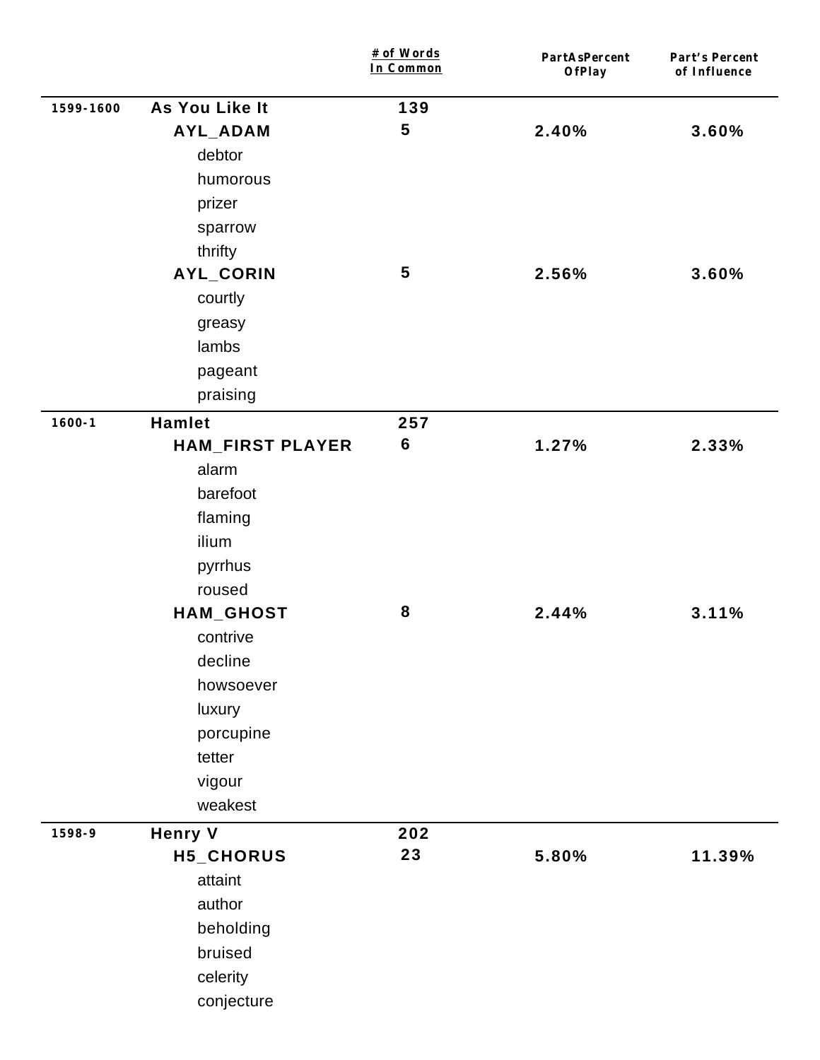| | | # of Words In Common | PartAsPercent OfPlay | Part's Percent of Influence |
|---|---|---|---|---|
| 1599-1600 | **As You Like It** | 139 | | |
| | **AYL_ADAM** | 5 | 2.40% | 3.60% |
| | debtor | | | |
| | humorous | | | |
| | prizer | | | |
| | sparrow | | | |
| | thrifty | | | |
| | **AYL_CORIN** | 5 | 2.56% | 3.60% |
| | courtly | | | |
| | greasy | | | |
| | lambs | | | |
| | pageant | | | |
| | praising | | | |
| 1600-1 | **Hamlet** | 257 | | |
| | **HAM_FIRST PLAYER** | 6 | 1.27% | 2.33% |
| | alarm | | | |
| | barefoot | | | |
| | flaming | | | |
| | ilium | | | |
| | pyrrhus | | | |
| | roused | | | |
| | **HAM_GHOST** | 8 | 2.44% | 3.11% |
| | contrive | | | |
| | decline | | | |
| | howsoever | | | |
| | luxury | | | |
| | porcupine | | | |
| | tetter | | | |
| | vigour | | | |
| | weakest | | | |
| 1598-9 | **Henry V** | 202 | | |
| | **H5_CHORUS** | 23 | 5.80% | 11.39% |
| | attaint | | | |
| | author | | | |
| | beholding | | | |
| | bruised | | | |
| | celerity | | | |
| | conjecture | | | |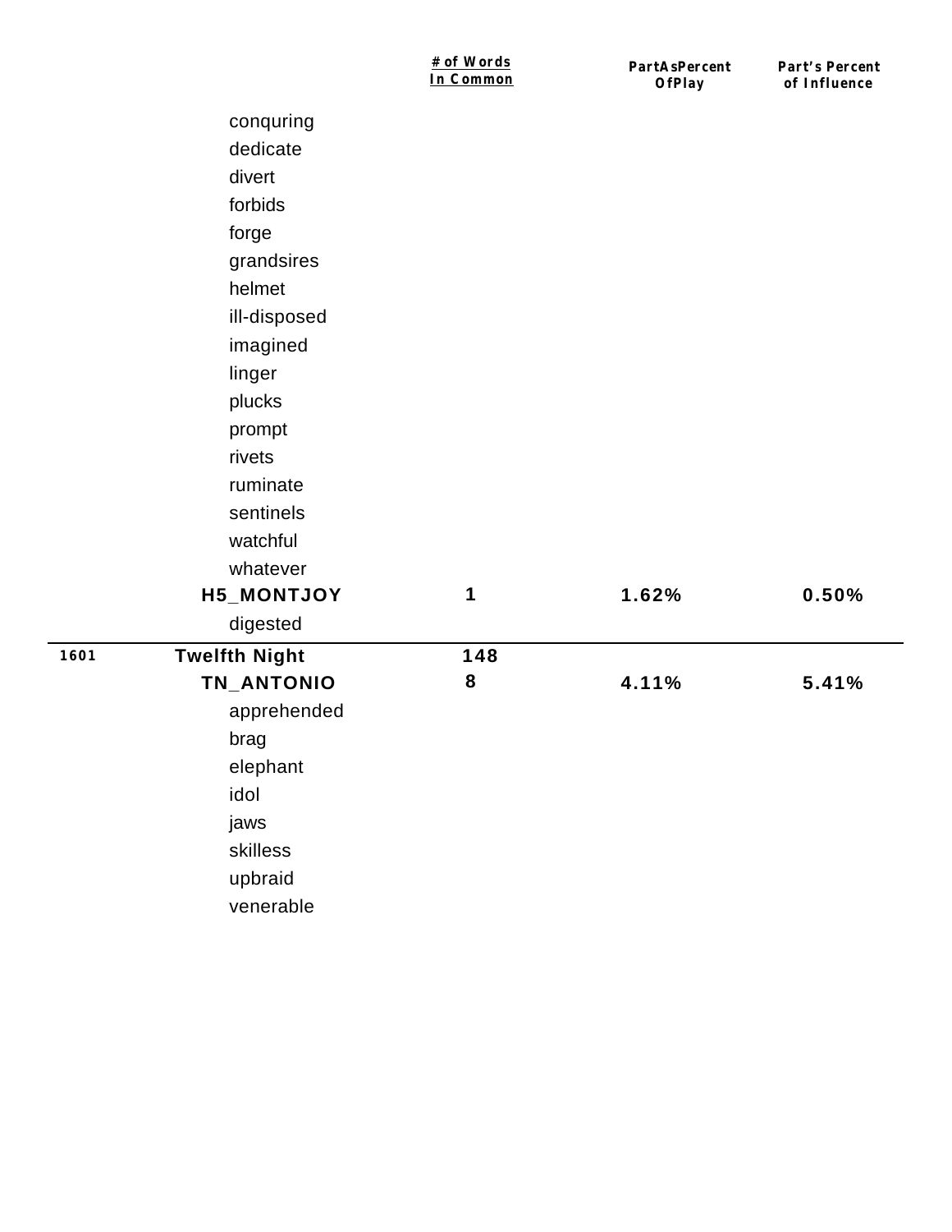| | | # of Words In Common | PartAsPercent OfPlay | Part's Percent of Influence |
|---|---|---|---|---|
| | conquring | | | |
| | dedicate | | | |
| | divert | | | |
| | forbids | | | |
| | forge | | | |
| | grandsires | | | |
| | helmet | | | |
| | ill-disposed | | | |
| | imagined | | | |
| | linger | | | |
| | plucks | | | |
| | prompt | | | |
| | rivets | | | |
| | ruminate | | | |
| | sentinels | | | |
| | watchful | | | |
| | whatever | | | |
| | **H5_MONTJOY** | **1** | **1.62%** | **0.50%** |
| | digested | | | |
| **1601** | **Twelfth Night** | **148** | | |
| | **TN_ANTONIO** | **8** | **4.11%** | **5.41%** |
| | apprehended | | | |
| | brag | | | |
| | elephant | | | |
| | idol | | | |
| | jaws | | | |
| | skilless | | | |
| | upbraid | | | |
| | venerable | | | |